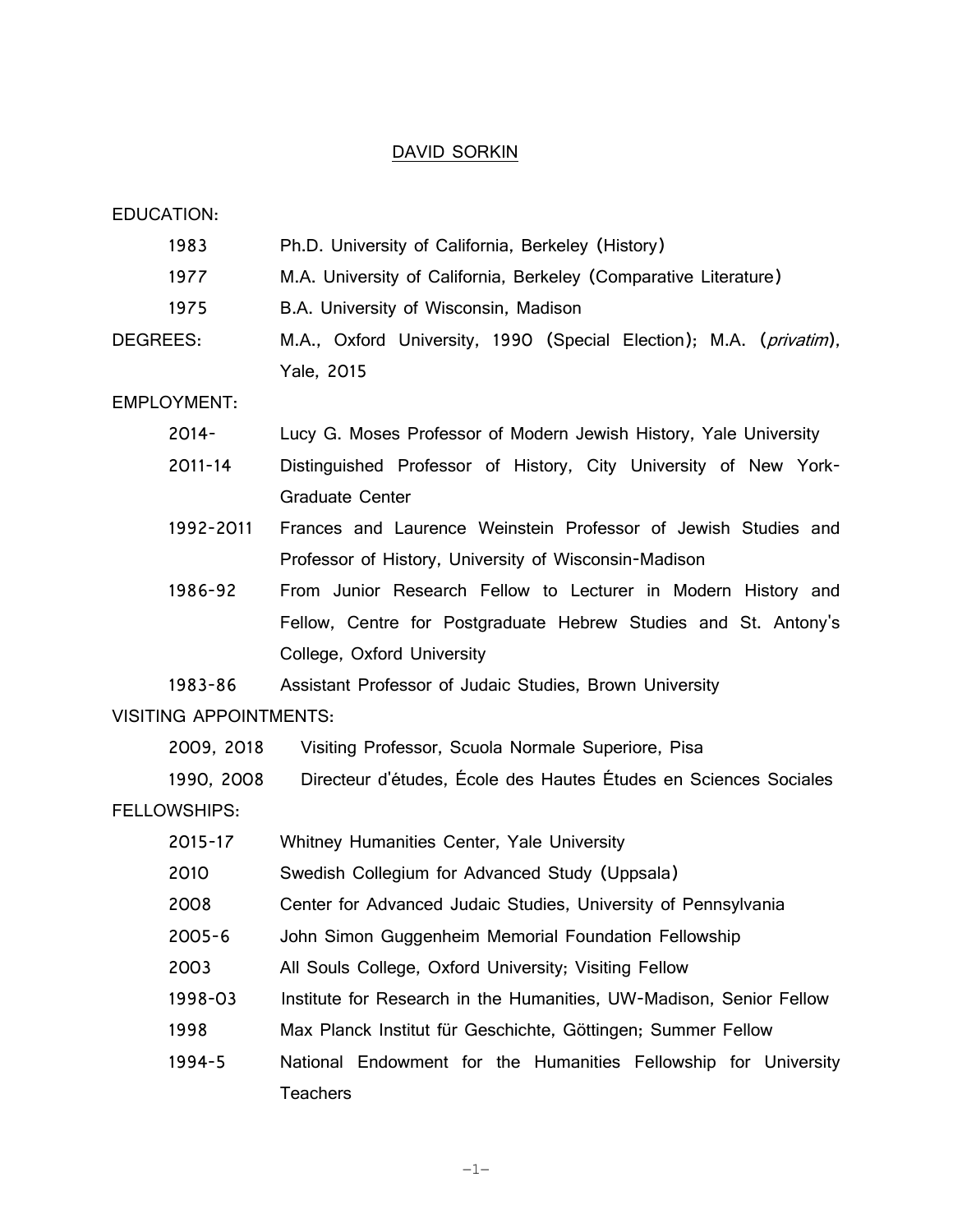# DAVID SORKIN

## EDUCATION:

- 1983 Ph.D. University of California, Berkeley (History)
- 1977 M.A. University of California, Berkeley (Comparative Literature)
- 1975 B.A. University of Wisconsin, Madison

## DEGREES:

M.A., Oxford University, 1990 (Special Election); M.A. (*privatim*), Yale, 2015

## EMPLOYMENT:

- 2014- Lucy G. Moses Professor of Modern Jewish History, Yale University
- 2011-14 Distinguished Professor of History, City University of New York-Graduate Center
- 1992-2011 Frances and Laurence Weinstein Professor of Jewish Studies and Professor of History, University of Wisconsin-Madison
- 1986-92 From Junior Research Fellow to Lecturer in Modern History and Fellow, Centre for Postgraduate Hebrew Studies and St. Antony's College, Oxford University
- 1983-86 Assistant Professor of Judaic Studies, Brown University

## VISITING APPOINTMENTS:

- 2009, 2018 Visiting Professor, Scuola Normale Superiore, Pisa
- 1990, 2008 Directeur d'études, École des Hautes Études en Sciences Sociales

## FELLOWSHIPS:

- 2015-17 Whitney Humanities Center, Yale University
- 2010 Swedish Collegium for Advanced Study (Uppsala)
- 2008 Center for Advanced Judaic Studies, University of Pennsylvania
- 2005-6 John Simon Guggenheim Memorial Foundation Fellowship
- 2003 All Souls College, Oxford University; Visiting Fellow
- 1998-03 Institute for Research in the Humanities, UW-Madison, Senior Fellow
- 1998 Max Planck Institut für Geschichte, Göttingen; Summer Fellow
- 1994-5 National Endowment for the Humanities Fellowship for University Teachers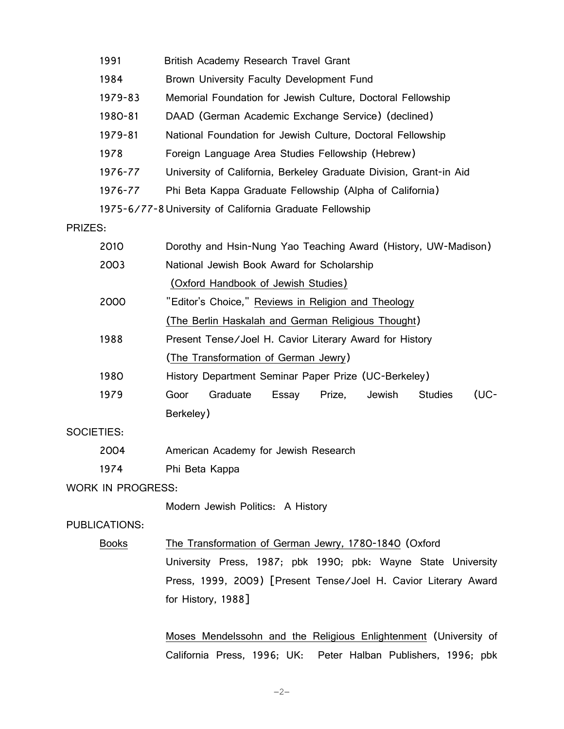1991 British Academy Research Travel Grant

1984 Brown University Faculty Development Fund

1979-83 Memorial Foundation for Jewish Culture, Doctoral Fellowship

1980-81 DAAD (German Academic Exchange Service) (declined)

1979-81 National Foundation for Jewish Culture, Doctoral Fellowship

1978 Foreign Language Area Studies Fellowship (Hebrew)

1976-77 University of California, Berkeley Graduate Division, Grant-in Aid

1976-77 Phi Beta Kappa Graduate Fellowship (Alpha of California)

1975-6/77-8 University of California Graduate Fellowship

PRIZES:

2010 Dorothy and Hsin-Nung Yao Teaching Award (History, UW-Madison)

2003 National Jewish Book Award for Scholarship (Oxford Handbook of Jewish Studies)

2000 "Editor's Choice," Reviews in Religion and Theology (The Berlin Haskalah and German Religious Thought)

1988 Present Tense/Joel H. Cavior Literary Award for History (The Transformation of German Jewry)

1980 History Department Seminar Paper Prize (UC-Berkeley)

1979 Goor Graduate Essay Prize, Jewish Studies (UC-Berkeley)

SOCIETIES:

2004 American Academy for Jewish Research

1974 Phi Beta Kappa

WORK IN PROGRESS:

Modern Jewish Politics: A History

PUBLICATIONS:

Books

The Transformation of German Jewry, 1780-1840 (Oxford University Press, 1987; pbk 1990; pbk: Wayne State University Press, 1999, 2009) [Present Tense/Joel H. Cavior Literary Award for History, 1988]

Moses Mendelssohn and the Religious Enlightenment (University of California Press, 1996; UK: Peter Halban Publishers, 1996; pbk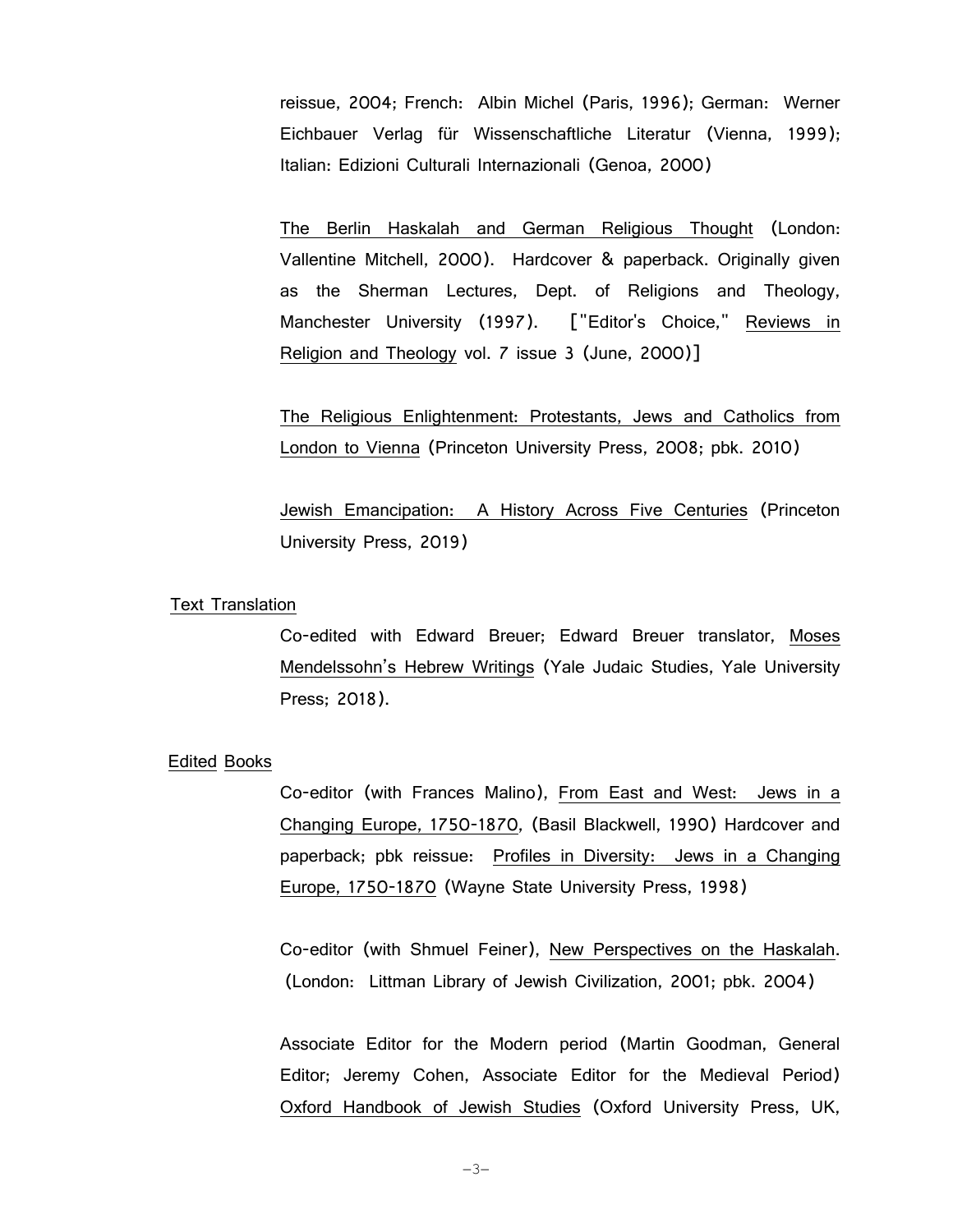reissue, 2004; French: Albin Michel (Paris, 1996); German: Werner Eichbauer Verlag für Wissenschaftliche Literatur (Vienna, 1999); Italian: Edizioni Culturali Internazionali (Genoa, 2000)

The Berlin Haskalah and German Religious Thought (London: Vallentine Mitchell, 2000). Hardcover & paperback. Originally given as the Sherman Lectures, Dept. of Religions and Theology, Manchester University (1997). ["Editor's Choice," Reviews in Religion and Theology vol. 7 issue 3 (June, 2000)]

The Religious Enlightenment: Protestants, Jews and Catholics from London to Vienna (Princeton University Press, 2008; pbk. 2010)

Jewish Emancipation: A History Across Five Centuries (Princeton University Press, 2019)

## Text Translation

Co-edited with Edward Breuer; Edward Breuer translator, Moses Mendelssohn's Hebrew Writings (Yale Judaic Studies, Yale University Press; 2018).

## Edited Books

Co-editor (with Frances Malino), From East and West: Jews in a Changing Europe, 1750-1870, (Basil Blackwell, 1990) Hardcover and paperback; pbk reissue: Profiles in Diversity: Jews in a Changing Europe, 1750-1870 (Wayne State University Press, 1998)

Co-editor (with Shmuel Feiner), New Perspectives on the Haskalah. (London: Littman Library of Jewish Civilization, 2001; pbk. 2004)

Associate Editor for the Modern period (Martin Goodman, General Editor; Jeremy Cohen, Associate Editor for the Medieval Period) Oxford Handbook of Jewish Studies (Oxford University Press, UK,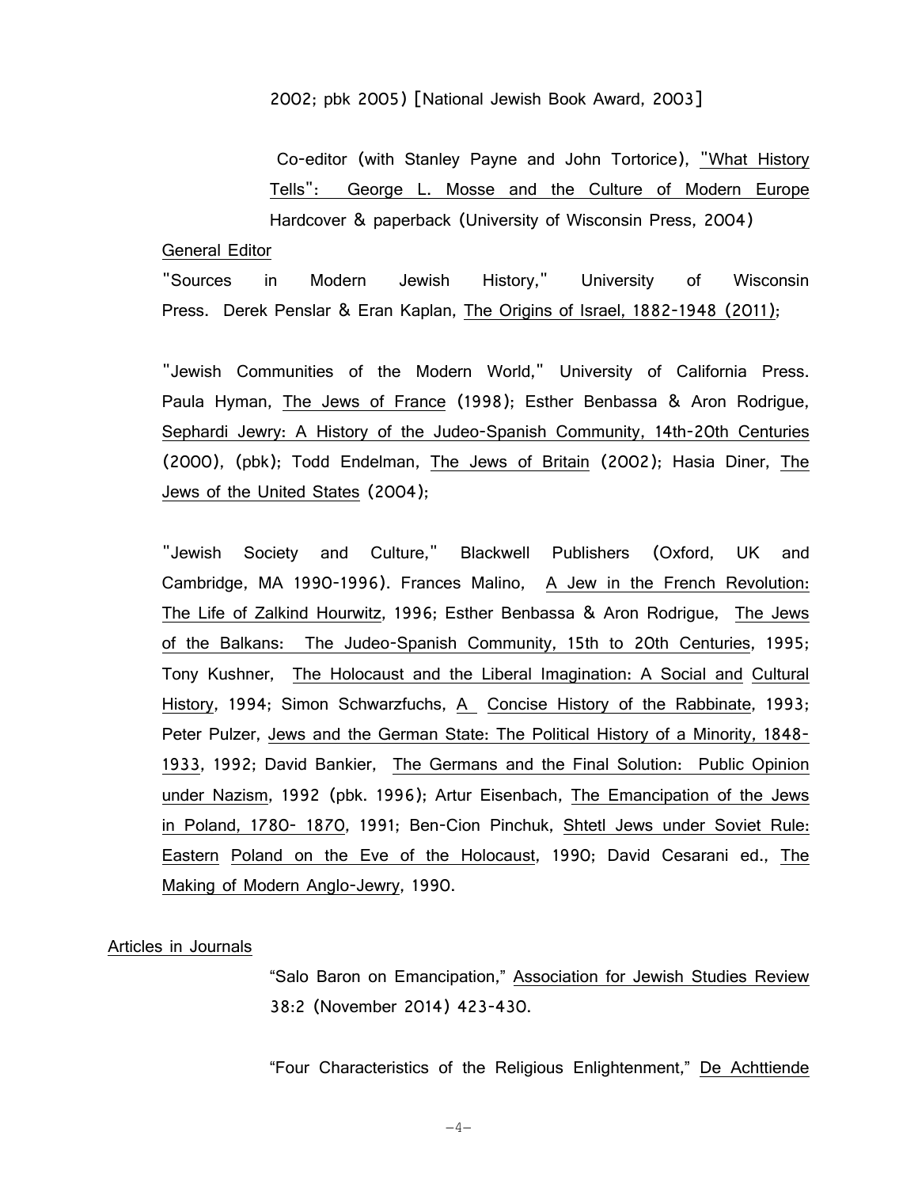2002; pbk 2005) [National Jewish Book Award, 2003]

Co-editor (with Stanley Payne and John Tortorice), "What History Tells": George L. Mosse and the Culture of Modern Europe Hardcover & paperback (University of Wisconsin Press, 2004)

General Editor

"Sources in Modern Jewish History," University of Wisconsin Press. Derek Penslar & Eran Kaplan, The Origins of Israel, 1882-1948 (2011);

"Jewish Communities of the Modern World," University of California Press. Paula Hyman, The Jews of France (1998); Esther Benbassa & Aron Rodrigue, Sephardi Jewry: A History of the Judeo-Spanish Community, 14th-20th Centuries (2000), (pbk); Todd Endelman, The Jews of Britain (2002); Hasia Diner, The Jews of the United States (2004);

"Jewish Society and Culture," Blackwell Publishers (Oxford, UK and Cambridge, MA 1990-1996). Frances Malino, A Jew in the French Revolution: The Life of Zalkind Hourwitz, 1996; Esther Benbassa & Aron Rodrigue, The Jews of the Balkans: The Judeo-Spanish Community, 15th to 20th Centuries, 1995; Tony Kushner, The Holocaust and the Liberal Imagination: A Social and Cultural History, 1994; Simon Schwarzfuchs, A Concise History of the Rabbinate, 1993; Peter Pulzer, Jews and the German State: The Political History of a Minority, 1848-1933, 1992; David Bankier, The Germans and the Final Solution: Public Opinion under Nazism, 1992 (pbk. 1996); Artur Eisenbach, The Emancipation of the Jews in Poland, 1780- 1870, 1991; Ben-Cion Pinchuk, Shtetl Jews under Soviet Rule: Eastern Poland on the Eve of the Holocaust, 1990; David Cesarani ed., The Making of Modern Anglo-Jewry, 1990.

Articles in Journals

"Salo Baron on Emancipation," Association for Jewish Studies Review 38:2 (November 2014) 423-430.

"Four Characteristics of the Religious Enlightenment," De Achttiende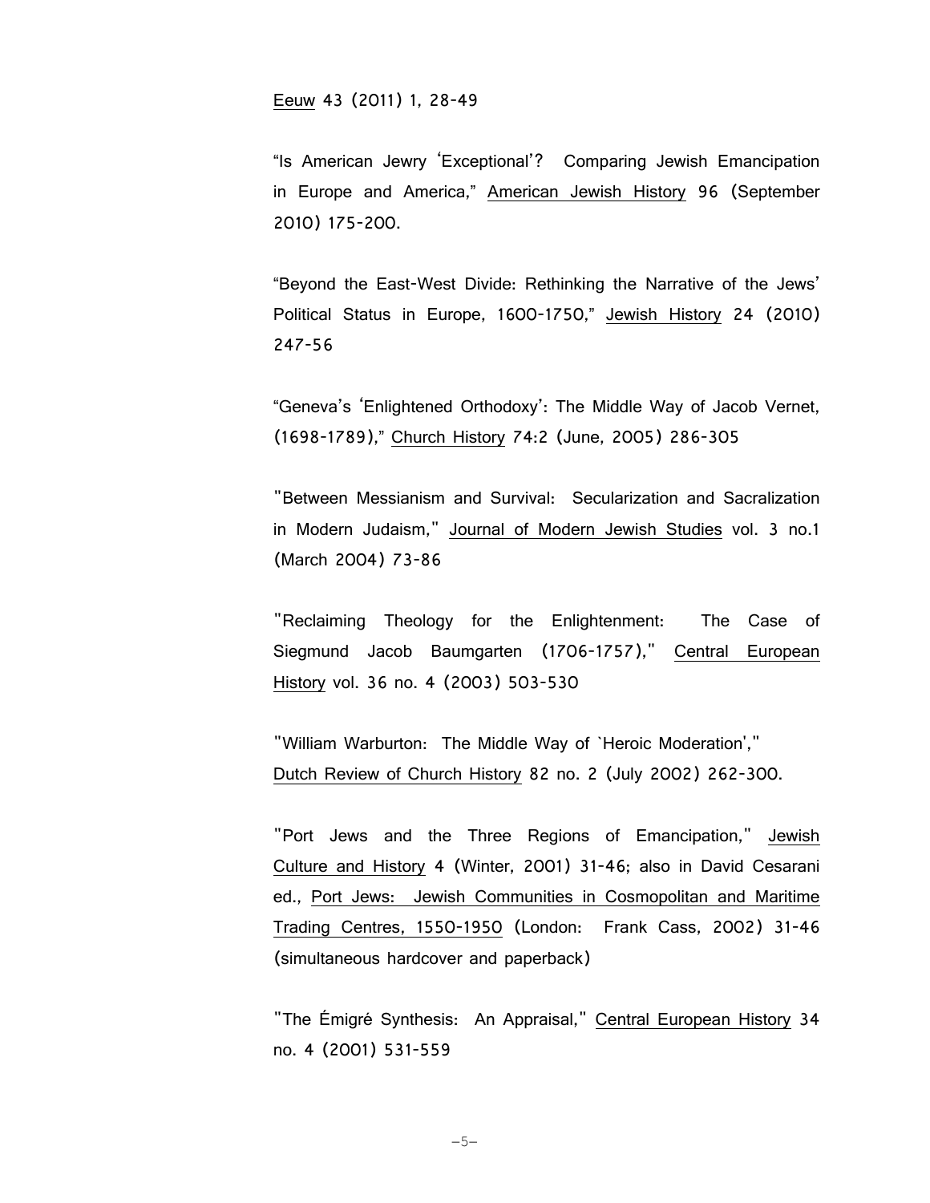Eeuw 43 (2011) 1, 28-49

"Is American Jewry 'Exceptional'? Comparing Jewish Emancipation in Europe and America," American Jewish History 96 (September 2010) 175-200.

"Beyond the East-West Divide: Rethinking the Narrative of the Jews' Political Status in Europe, 1600-1750," Jewish History 24 (2010) 247-56

"Geneva's 'Enlightened Orthodoxy': The Middle Way of Jacob Vernet, (1698-1789)," Church History 74:2 (June, 2005) 286-305

"Between Messianism and Survival: Secularization and Sacralization in Modern Judaism," Journal of Modern Jewish Studies vol. 3 no.1 (March 2004) 73-86

"Reclaiming Theology for the Enlightenment: The Case of Siegmund Jacob Baumgarten (1706-1757)," Central European History vol. 36 no. 4 (2003) 503-530

"William Warburton: The Middle Way of `Heroic Moderation'," Dutch Review of Church History 82 no. 2 (July 2002) 262-300.

"Port Jews and the Three Regions of Emancipation," Jewish Culture and History 4 (Winter, 2001) 31-46; also in David Cesarani ed., Port Jews: Jewish Communities in Cosmopolitan and Maritime Trading Centres, 1550-1950 (London: Frank Cass, 2002) 31-46 (simultaneous hardcover and paperback)

"The Émigré Synthesis: An Appraisal," Central European History 34 no. 4 (2001) 531-559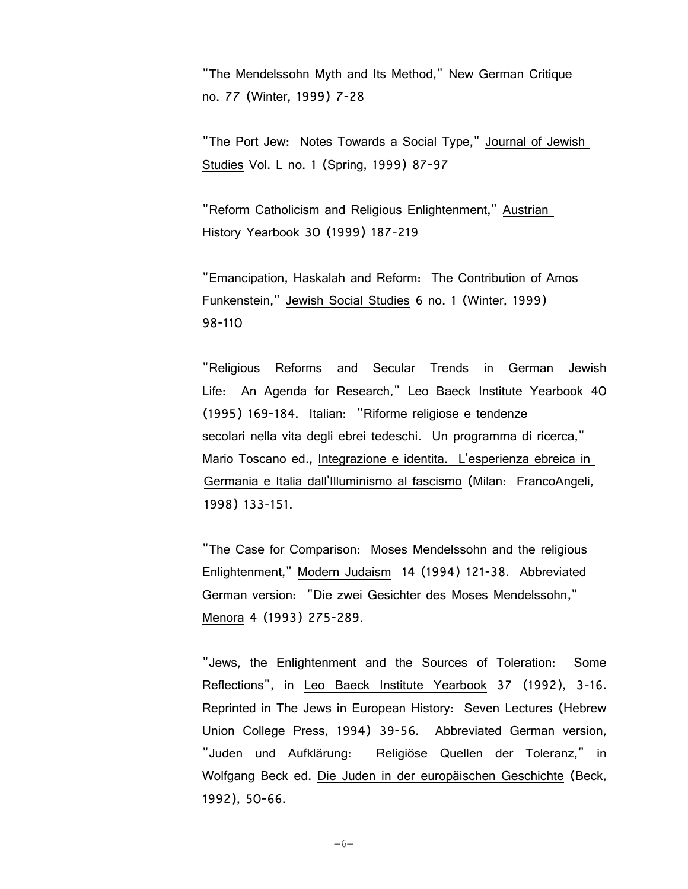"The Mendelssohn Myth and Its Method," New German Critique no. 77 (Winter, 1999) 7-28

"The Port Jew: Notes Towards a Social Type," Journal of Jewish Studies Vol. L no. 1 (Spring, 1999) 87-97

"Reform Catholicism and Religious Enlightenment," Austrian History Yearbook 30 (1999) 187-219

"Emancipation, Haskalah and Reform: The Contribution of Amos Funkenstein," Jewish Social Studies 6 no. 1 (Winter, 1999) 98-110

"Religious Reforms and Secular Trends in German Jewish Life: An Agenda for Research," Leo Baeck Institute Yearbook 40 (1995) 169-184. Italian: "Riforme religiose e tendenze secolari nella vita degli ebrei tedeschi. Un programma di ricerca," Mario Toscano ed., Integrazione e identita. L'esperienza ebreica in Germania e Italia dall'Illuminismo al fascismo (Milan: FrancoAngeli, 1998) 133-151.

"The Case for Comparison: Moses Mendelssohn and the religious Enlightenment," Modern Judaism 14 (1994) 121-38. Abbreviated German version: "Die zwei Gesichter des Moses Mendelssohn," Menora 4 (1993) 275-289.

"Jews, the Enlightenment and the Sources of Toleration: Some Reflections", in Leo Baeck Institute Yearbook 37 (1992), 3-16. Reprinted in The Jews in European History: Seven Lectures (Hebrew Union College Press, 1994) 39-56. Abbreviated German version, "Juden und Aufklärung: Religiöse Quellen der Toleranz," in Wolfgang Beck ed. Die Juden in der europäischen Geschichte (Beck, 1992), 50-66.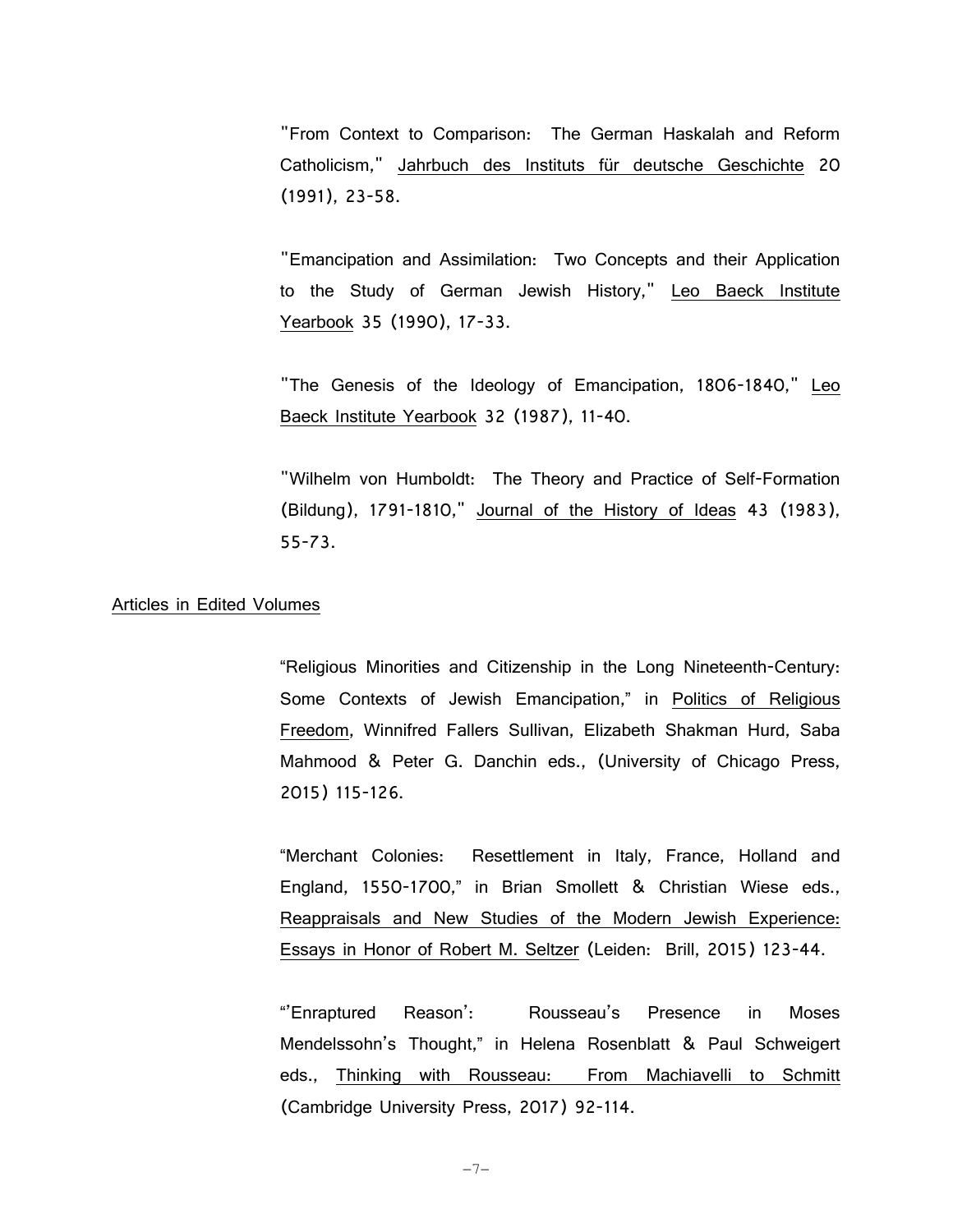"From Context to Comparison: The German Haskalah and Reform Catholicism," Jahrbuch des Instituts für deutsche Geschichte 20 (1991), 23-58.

"Emancipation and Assimilation: Two Concepts and their Application to the Study of German Jewish History," Leo Baeck Institute Yearbook 35 (1990), 17-33.

"The Genesis of the Ideology of Emancipation, 1806-1840," Leo Baeck Institute Yearbook 32 (1987), 11-40.

"Wilhelm von Humboldt: The Theory and Practice of Self-Formation (Bildung), 1791-1810," Journal of the History of Ideas 43 (1983), 55-73.

Articles in Edited Volumes

"Religious Minorities and Citizenship in the Long Nineteenth-Century: Some Contexts of Jewish Emancipation," in Politics of Religious Freedom, Winnifred Fallers Sullivan, Elizabeth Shakman Hurd, Saba Mahmood & Peter G. Danchin eds., (University of Chicago Press, 2015) 115-126.

"Merchant Colonies: Resettlement in Italy, France, Holland and England, 1550-1700," in Brian Smollett & Christian Wiese eds., Reappraisals and New Studies of the Modern Jewish Experience: Essays in Honor of Robert M. Seltzer (Leiden: Brill, 2015) 123-44.

"'Enraptured Reason': Rousseau's Presence in Moses Mendelssohn's Thought," in Helena Rosenblatt & Paul Schweigert eds., Thinking with Rousseau: From Machiavelli to Schmitt (Cambridge University Press, 2017) 92-114.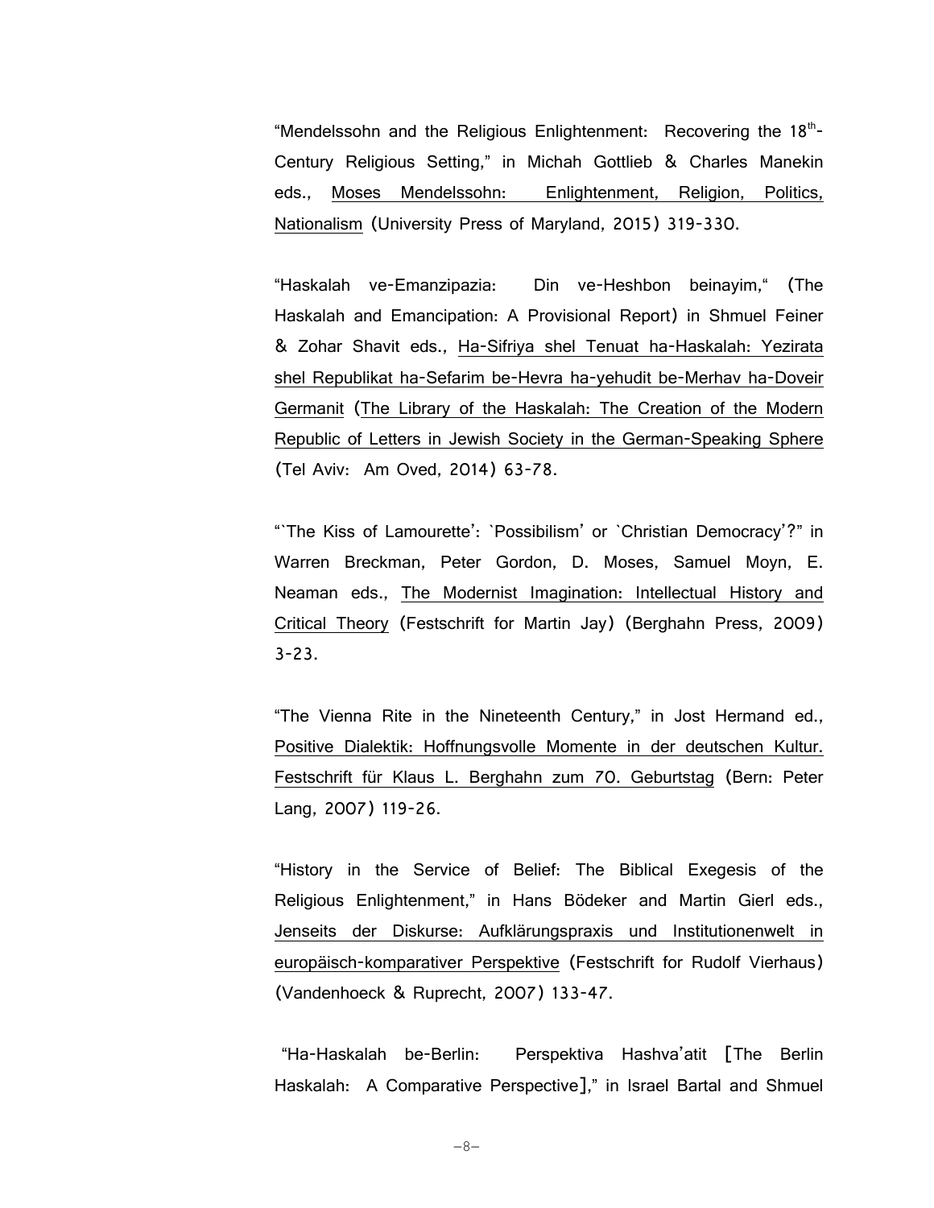"Mendelssohn and the Religious Enlightenment: Recovering the 18th-Century Religious Setting," in Michah Gottlieb & Charles Manekin eds., Moses Mendelssohn: Enlightenment, Religion, Politics, Nationalism (University Press of Maryland, 2015) 319-330.

"Haskalah ve-Emanzipazia: Din ve-Heshbon beinayim," (The Haskalah and Emancipation: A Provisional Report) in Shmuel Feiner & Zohar Shavit eds., Ha-Sifriya shel Tenuat ha-Haskalah: Yezirata shel Republikat ha-Sefarim be-Hevra ha-yehudit be-Merhav ha-Doveir Germanit (The Library of the Haskalah: The Creation of the Modern Republic of Letters in Jewish Society in the German-Speaking Sphere (Tel Aviv: Am Oved, 2014) 63-78.

"`The Kiss of Lamourette': `Possibilism' or `Christian Democracy'?" in Warren Breckman, Peter Gordon, D. Moses, Samuel Moyn, E. Neaman eds., The Modernist Imagination: Intellectual History and Critical Theory (Festschrift for Martin Jay) (Berghahn Press, 2009) 3-23.

"The Vienna Rite in the Nineteenth Century," in Jost Hermand ed., Positive Dialektik: Hoffnungsvolle Momente in der deutschen Kultur. Festschrift für Klaus L. Berghahn zum 70. Geburtstag (Bern: Peter Lang, 2007) 119-26.

"History in the Service of Belief: The Biblical Exegesis of the Religious Enlightenment," in Hans Bödeker and Martin Gierl eds., Jenseits der Diskurse: Aufklärungspraxis und Institutionenwelt in europäisch-komparativer Perspektive (Festschrift for Rudolf Vierhaus) (Vandenhoeck & Ruprecht, 2007) 133-47.

"Ha-Haskalah be-Berlin: Perspektiva Hashva'atit [The Berlin Haskalah: A Comparative Perspective]," in Israel Bartal and Shmuel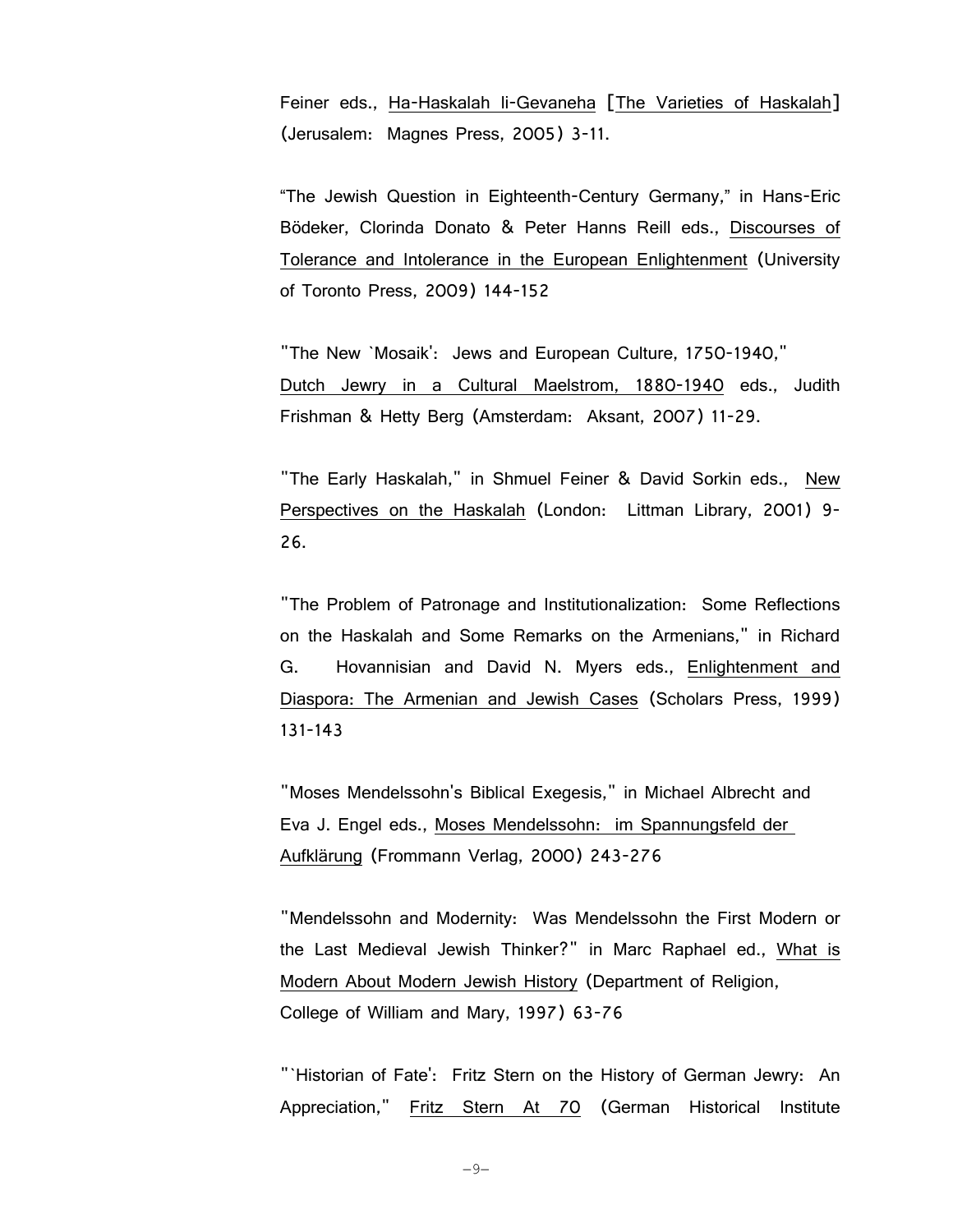Feiner eds., Ha-Haskalah li-Gevaneha [The Varieties of Haskalah] (Jerusalem: Magnes Press, 2005) 3-11.

“The Jewish Question in Eighteenth-Century Germany,” in Hans-Eric Bödeker, Clorinda Donato & Peter Hanns Reill eds., Discourses of Tolerance and Intolerance in the European Enlightenment (University of Toronto Press, 2009) 144-152

"The New `Mosaik': Jews and European Culture, 1750-1940," Dutch Jewry in a Cultural Maelstrom, 1880-1940 eds., Judith Frishman & Hetty Berg (Amsterdam: Aksant, 2007) 11-29.

"The Early Haskalah," in Shmuel Feiner & David Sorkin eds., New Perspectives on the Haskalah (London: Littman Library, 2001) 9-26.

"The Problem of Patronage and Institutionalization: Some Reflections on the Haskalah and Some Remarks on the Armenians," in Richard G. Hovannisian and David N. Myers eds., Enlightenment and Diaspora: The Armenian and Jewish Cases (Scholars Press, 1999) 131-143

"Moses Mendelssohn's Biblical Exegesis," in Michael Albrecht and Eva J. Engel eds., Moses Mendelssohn: im Spannungsfeld der Aufklärung (Frommann Verlag, 2000) 243-276

"Mendelssohn and Modernity: Was Mendelssohn the First Modern or the Last Medieval Jewish Thinker?" in Marc Raphael ed., What is Modern About Modern Jewish History (Department of Religion, College of William and Mary, 1997) 63-76

"`Historian of Fate': Fritz Stern on the History of German Jewry: An Appreciation," Fritz Stern At 70 (German Historical Institute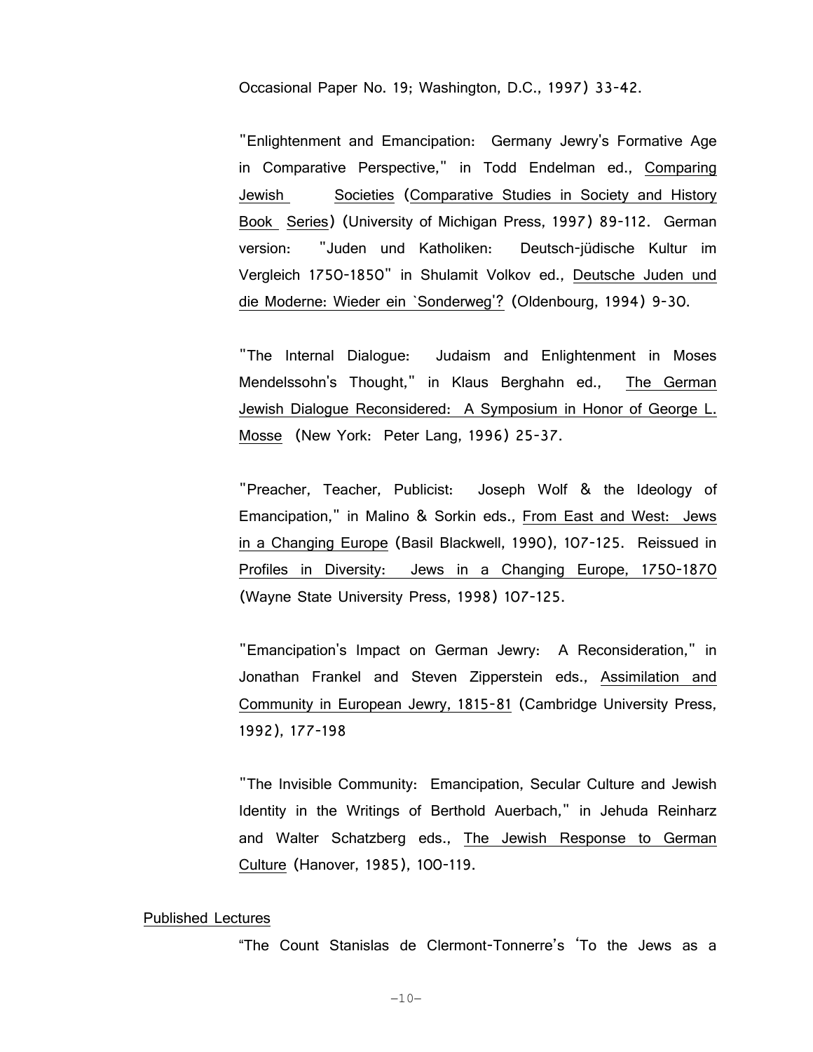Occasional Paper No. 19; Washington, D.C., 1997) 33-42.

"Enlightenment and Emancipation: Germany Jewry's Formative Age in Comparative Perspective," in Todd Endelman ed., Comparing Jewish Societies (Comparative Studies in Society and History Book Series) (University of Michigan Press, 1997) 89-112. German version: "Juden und Katholiken: Deutsch-jüdische Kultur im Vergleich 1750-1850" in Shulamit Volkov ed., Deutsche Juden und die Moderne: Wieder ein `Sonderweg'? (Oldenbourg, 1994) 9-30.

"The Internal Dialogue: Judaism and Enlightenment in Moses Mendelssohn's Thought," in Klaus Berghahn ed., The German Jewish Dialogue Reconsidered: A Symposium in Honor of George L. Mosse (New York: Peter Lang, 1996) 25-37.

"Preacher, Teacher, Publicist: Joseph Wolf & the Ideology of Emancipation," in Malino & Sorkin eds., From East and West: Jews in a Changing Europe (Basil Blackwell, 1990), 107-125. Reissued in Profiles in Diversity: Jews in a Changing Europe, 1750-1870 (Wayne State University Press, 1998) 107-125.

"Emancipation's Impact on German Jewry: A Reconsideration," in Jonathan Frankel and Steven Zipperstein eds., Assimilation and Community in European Jewry, 1815-81 (Cambridge University Press, 1992), 177-198

"The Invisible Community: Emancipation, Secular Culture and Jewish Identity in the Writings of Berthold Auerbach," in Jehuda Reinharz and Walter Schatzberg eds., The Jewish Response to German Culture (Hanover, 1985), 100-119.

Published Lectures

"The Count Stanislas de Clermont-Tonnerre's 'To the Jews as a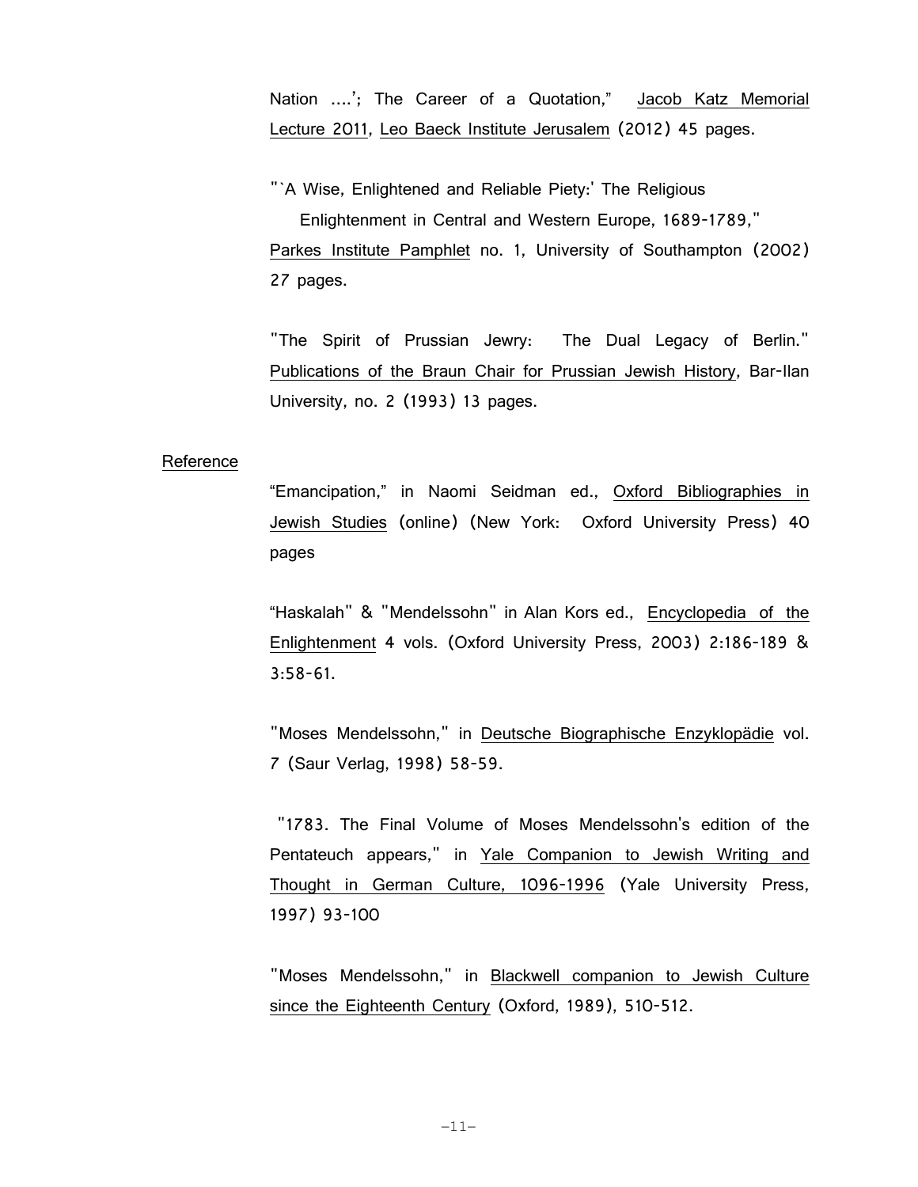Nation ....'; The Career of a Quotation," Jacob Katz Memorial Lecture 2011, Leo Baeck Institute Jerusalem (2012) 45 pages.

"`A Wise, Enlightened and Reliable Piety:' The Religious Enlightenment in Central and Western Europe, 1689-1789," Parkes Institute Pamphlet no. 1, University of Southampton (2002) 27 pages.

"The Spirit of Prussian Jewry: The Dual Legacy of Berlin." Publications of the Braun Chair for Prussian Jewish History, Bar-Ilan University, no. 2 (1993) 13 pages.

Reference

"Emancipation," in Naomi Seidman ed., Oxford Bibliographies in Jewish Studies (online) (New York: Oxford University Press) 40 pages

"Haskalah" & "Mendelssohn" in Alan Kors ed., Encyclopedia of the Enlightenment 4 vols. (Oxford University Press, 2003) 2:186-189 & 3:58-61.

"Moses Mendelssohn," in Deutsche Biographische Enzyklopädie vol. 7 (Saur Verlag, 1998) 58-59.

"1783. The Final Volume of Moses Mendelssohn's edition of the Pentateuch appears," in Yale Companion to Jewish Writing and Thought in German Culture, 1096-1996 (Yale University Press, 1997) 93-100

"Moses Mendelssohn," in Blackwell companion to Jewish Culture since the Eighteenth Century (Oxford, 1989), 510-512.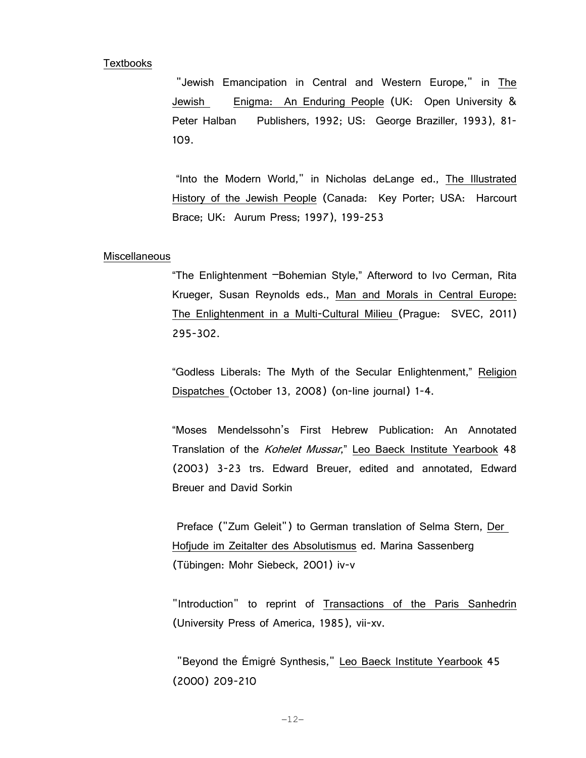## Textbooks

"Jewish Emancipation in Central and Western Europe," in The Jewish Enigma: An Enduring People (UK: Open University & Peter Halban Publishers, 1992; US: George Braziller, 1993), 81-109.

"Into the Modern World," in Nicholas deLange ed., The Illustrated History of the Jewish People (Canada: Key Porter; USA: Harcourt Brace; UK: Aurum Press; 1997), 199-253

## Miscellaneous

"The Enlightenment –Bohemian Style," Afterword to Ivo Cerman, Rita Krueger, Susan Reynolds eds., Man and Morals in Central Europe: The Enlightenment in a Multi-Cultural Milieu (Prague: SVEC, 2011) 295-302.

"Godless Liberals: The Myth of the Secular Enlightenment," Religion Dispatches (October 13, 2008) (on-line journal) 1-4.

"Moses Mendelssohn's First Hebrew Publication: An Annotated Translation of the *Kohelet Mussar*," Leo Baeck Institute Yearbook 48 (2003) 3-23 trs. Edward Breuer, edited and annotated, Edward Breuer and David Sorkin

Preface ("Zum Geleit") to German translation of Selma Stern, Der Hofjude im Zeitalter des Absolutismus ed. Marina Sassenberg (Tübingen: Mohr Siebeck, 2001) iv-v

"Introduction" to reprint of Transactions of the Paris Sanhedrin (University Press of America, 1985), vii-xv.

"Beyond the Émigré Synthesis," Leo Baeck Institute Yearbook 45 (2000) 209-210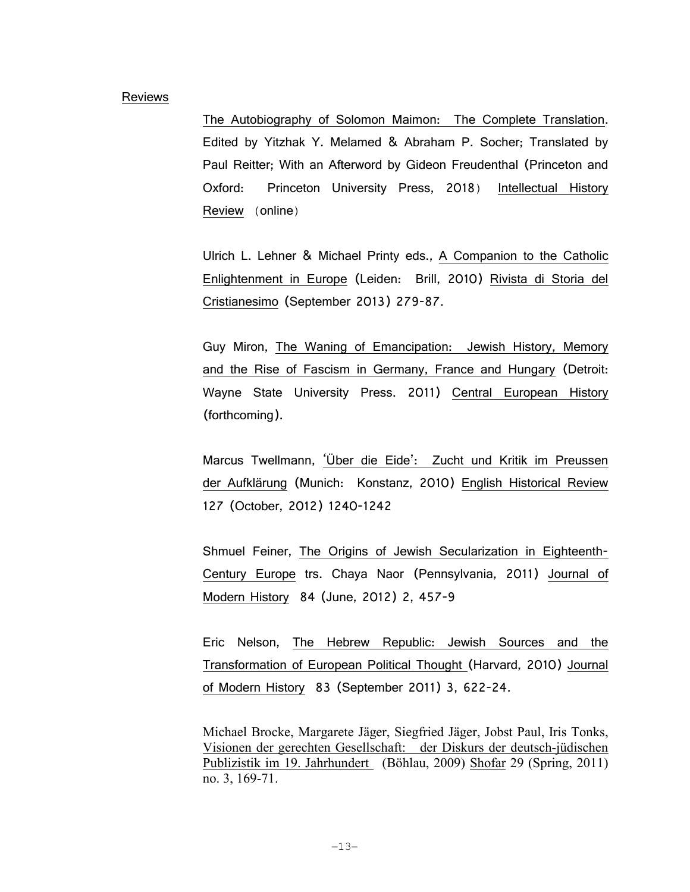## Reviews

The Autobiography of Solomon Maimon: The Complete Translation. Edited by Yitzhak Y. Melamed & Abraham P. Socher; Translated by Paul Reitter; With an Afterword by Gideon Freudenthal (Princeton and Oxford: Princeton University Press, 2018) Intellectual History Review (online)

Ulrich L. Lehner & Michael Printy eds., A Companion to the Catholic Enlightenment in Europe (Leiden: Brill, 2010) Rivista di Storia del Cristianesimo (September 2013) 279-87.

Guy Miron, The Waning of Emancipation: Jewish History, Memory and the Rise of Fascism in Germany, France and Hungary (Detroit: Wayne State University Press. 2011) Central European History (forthcoming).

Marcus Twellmann, 'Über die Eide': Zucht und Kritik im Preussen der Aufklärung (Munich: Konstanz, 2010) English Historical Review 127 (October, 2012) 1240-1242

Shmuel Feiner, The Origins of Jewish Secularization in Eighteenth-Century Europe trs. Chaya Naor (Pennsylvania, 2011) Journal of Modern History 84 (June, 2012) 2, 457-9

Eric Nelson, The Hebrew Republic: Jewish Sources and the Transformation of European Political Thought (Harvard, 2010) Journal of Modern History 83 (September 2011) 3, 622-24.

Michael Brocke, Margarete Jäger, Siegfried Jäger, Jobst Paul, Iris Tonks, Visionen der gerechten Gesellschaft: der Diskurs der deutsch-jüdischen Publizistik im 19. Jahrhundert (Böhlau, 2009) Shofar 29 (Spring, 2011) no. 3, 169-71.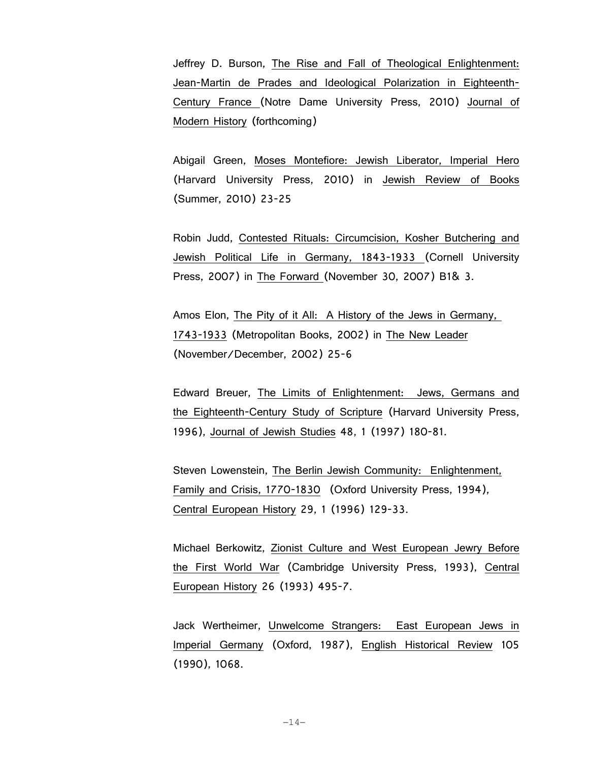Jeffrey D. Burson, The Rise and Fall of Theological Enlightenment: Jean-Martin de Prades and Ideological Polarization in Eighteenth-Century France (Notre Dame University Press, 2010) Journal of Modern History (forthcoming)

Abigail Green, Moses Montefiore: Jewish Liberator, Imperial Hero (Harvard University Press, 2010) in Jewish Review of Books (Summer, 2010) 23-25

Robin Judd, Contested Rituals: Circumcision, Kosher Butchering and Jewish Political Life in Germany, 1843-1933 (Cornell University Press, 2007) in The Forward (November 30, 2007) B1& 3.

Amos Elon, The Pity of it All: A History of the Jews in Germany, 1743-1933 (Metropolitan Books, 2002) in The New Leader (November/December, 2002) 25-6

Edward Breuer, The Limits of Enlightenment: Jews, Germans and the Eighteenth-Century Study of Scripture (Harvard University Press, 1996), Journal of Jewish Studies 48, 1 (1997) 180-81.

Steven Lowenstein, The Berlin Jewish Community: Enlightenment, Family and Crisis, 1770-1830 (Oxford University Press, 1994), Central European History 29, 1 (1996) 129-33.

Michael Berkowitz, Zionist Culture and West European Jewry Before the First World War (Cambridge University Press, 1993), Central European History 26 (1993) 495-7.

Jack Wertheimer, Unwelcome Strangers: East European Jews in Imperial Germany (Oxford, 1987), English Historical Review 105 (1990), 1068.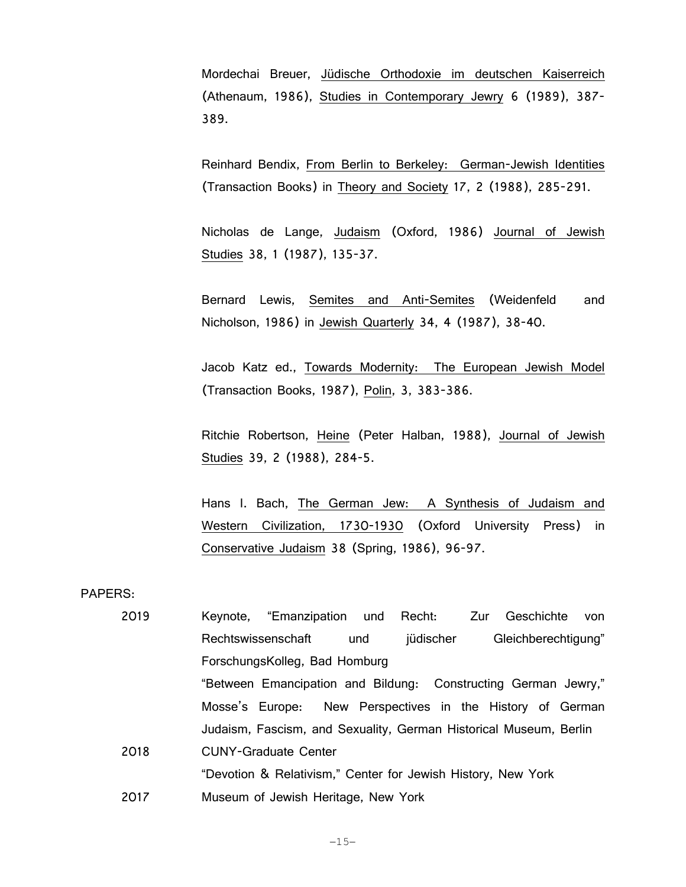Mordechai Breuer, Jüdische Orthodoxie im deutschen Kaiserreich (Athenaum, 1986), Studies in Contemporary Jewry 6 (1989), 387-389.

Reinhard Bendix, From Berlin to Berkeley: German-Jewish Identities (Transaction Books) in Theory and Society 17, 2 (1988), 285-291.

Nicholas de Lange, Judaism (Oxford, 1986) Journal of Jewish Studies 38, 1 (1987), 135-37.

Bernard Lewis, Semites and Anti-Semites (Weidenfeld and Nicholson, 1986) in Jewish Quarterly 34, 4 (1987), 38-40.

Jacob Katz ed., Towards Modernity: The European Jewish Model (Transaction Books, 1987), Polin, 3, 383-386.

Ritchie Robertson, Heine (Peter Halban, 1988), Journal of Jewish Studies 39, 2 (1988), 284-5.

Hans I. Bach, The German Jew: A Synthesis of Judaism and Western Civilization, 1730-1930 (Oxford University Press) in Conservative Judaism 38 (Spring, 1986), 96-97.

PAPERS:

2019 Keynote, "Emanzipation und Recht: Zur Geschichte von Rechtswissenschaft und jüdischer Gleichberechtigung" ForschungsKolleg, Bad Homburg

"Between Emancipation and Bildung: Constructing German Jewry," Mosse's Europe: New Perspectives in the History of German Judaism, Fascism, and Sexuality, German Historical Museum, Berlin

2018 CUNY-Graduate Center

"Devotion & Relativism," Center for Jewish History, New York

2017 Museum of Jewish Heritage, New York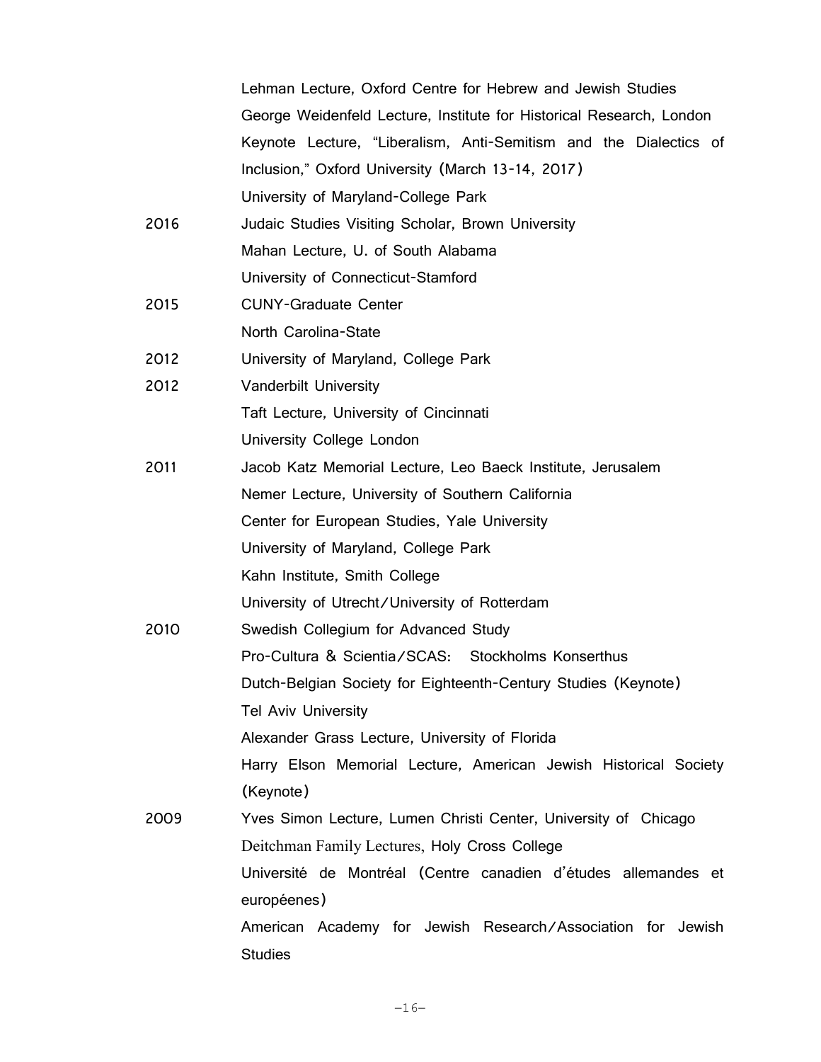Lehman Lecture, Oxford Centre for Hebrew and Jewish Studies
George Weidenfeld Lecture, Institute for Historical Research, London
Keynote Lecture, "Liberalism, Anti-Semitism and the Dialectics of Inclusion," Oxford University (March 13-14, 2017)
University of Maryland-College Park

2016 Judaic Studies Visiting Scholar, Brown University
Mahan Lecture, U. of South Alabama
University of Connecticut-Stamford

2015 CUNY-Graduate Center
North Carolina-State

2012 University of Maryland, College Park

2012 Vanderbilt University
Taft Lecture, University of Cincinnati
University College London

2011 Jacob Katz Memorial Lecture, Leo Baeck Institute, Jerusalem
Nemer Lecture, University of Southern California
Center for European Studies, Yale University
University of Maryland, College Park
Kahn Institute, Smith College
University of Utrecht/University of Rotterdam

2010 Swedish Collegium for Advanced Study
Pro-Cultura & Scientia/SCAS: Stockholms Konserthus
Dutch-Belgian Society for Eighteenth-Century Studies (Keynote)
Tel Aviv University
Alexander Grass Lecture, University of Florida
Harry Elson Memorial Lecture, American Jewish Historical Society (Keynote)

2009 Yves Simon Lecture, Lumen Christi Center, University of Chicago
Deitchman Family Lectures, Holy Cross College
Université de Montréal (Centre canadien d'études allemandes et européenes)
American Academy for Jewish Research/Association for Jewish Studies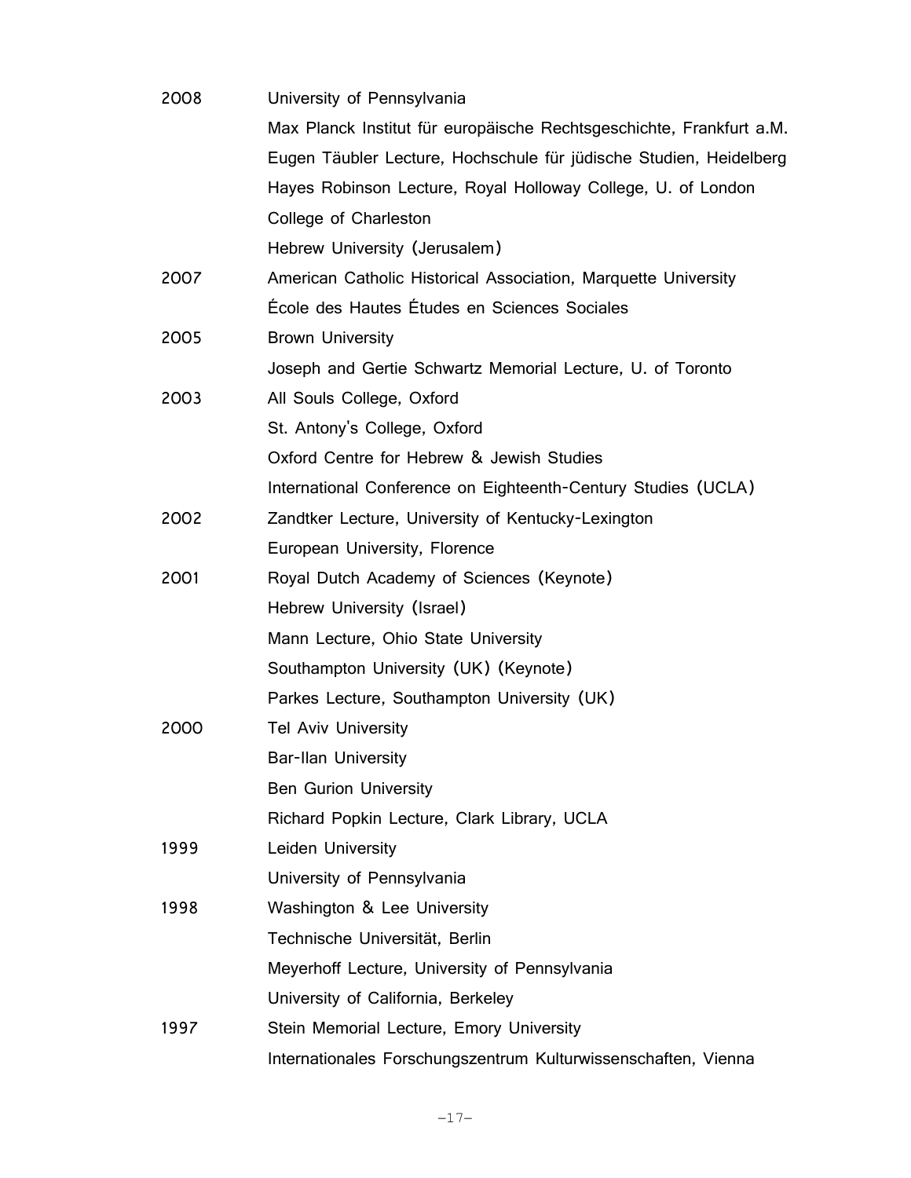| | |
|---|---|
| 2008 | University of Pennsylvania |
| | Max Planck Institut für europäische Rechtsgeschichte, Frankfurt a.M. |
| | Eugen Täubler Lecture, Hochschule für jüdische Studien, Heidelberg |
| | Hayes Robinson Lecture, Royal Holloway College, U. of London |
| | College of Charleston |
| | Hebrew University (Jerusalem) |
| 2007 | American Catholic Historical Association, Marquette University |
| | École des Hautes Études en Sciences Sociales |
| 2005 | Brown University |
| | Joseph and Gertie Schwartz Memorial Lecture, U. of Toronto |
| 2003 | All Souls College, Oxford |
| | St. Antony's College, Oxford |
| | Oxford Centre for Hebrew & Jewish Studies |
| | International Conference on Eighteenth-Century Studies (UCLA) |
| 2002 | Zandtker Lecture, University of Kentucky-Lexington |
| | European University, Florence |
| 2001 | Royal Dutch Academy of Sciences (Keynote) |
| | Hebrew University (Israel) |
| | Mann Lecture, Ohio State University |
| | Southampton University (UK) (Keynote) |
| | Parkes Lecture, Southampton University (UK) |
| 2000 | Tel Aviv University |
| | Bar-Ilan University |
| | Ben Gurion University |
| | Richard Popkin Lecture, Clark Library, UCLA |
| 1999 | Leiden University |
| | University of Pennsylvania |
| 1998 | Washington & Lee University |
| | Technische Universität, Berlin |
| | Meyerhoff Lecture, University of Pennsylvania |
| | University of California, Berkeley |
| 1997 | Stein Memorial Lecture, Emory University |
| | Internationales Forschungszentrum Kulturwissenschaften, Vienna |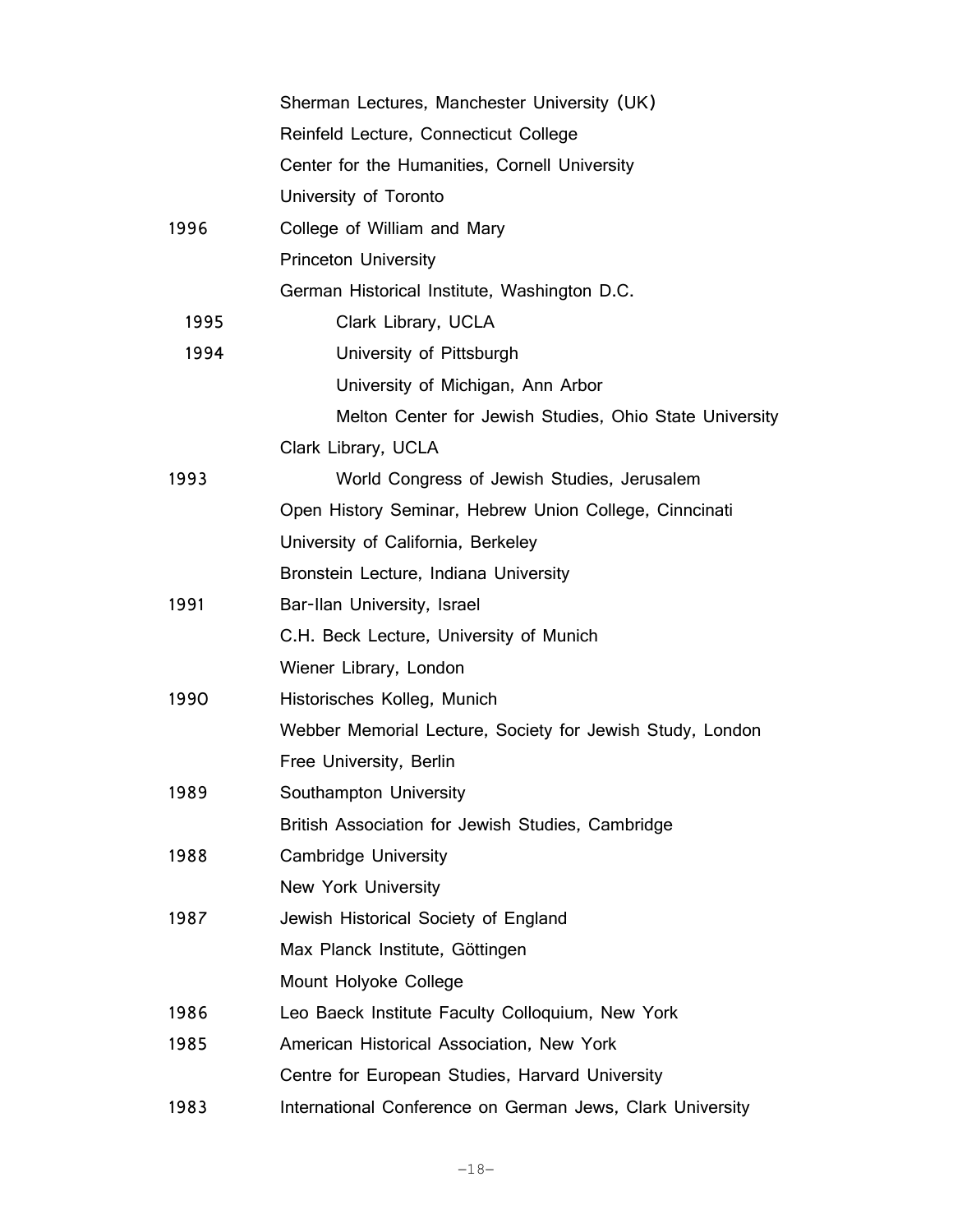| | |
|---|---|
| | Sherman Lectures, Manchester University (UK) |
| | Reinfeld Lecture, Connecticut College |
| | Center for the Humanities, Cornell University |
| | University of Toronto |
| 1996 | College of William and Mary |
| | Princeton University |
| | German Historical Institute, Washington D.C. |
| 1995 | Clark Library, UCLA |
| 1994 | University of Pittsburgh |
| | University of Michigan, Ann Arbor |
| | Melton Center for Jewish Studies, Ohio State University |
| | Clark Library, UCLA |
| 1993 | World Congress of Jewish Studies, Jerusalem |
| | Open History Seminar, Hebrew Union College, Cinncinati |
| | University of California, Berkeley |
| | Bronstein Lecture, Indiana University |
| 1991 | Bar-Ilan University, Israel |
| | C.H. Beck Lecture, University of Munich |
| | Wiener Library, London |
| 1990 | Historisches Kolleg, Munich |
| | Webber Memorial Lecture, Society for Jewish Study, London |
| | Free University, Berlin |
| 1989 | Southampton University |
| | British Association for Jewish Studies, Cambridge |
| 1988 | Cambridge University |
| | New York University |
| 1987 | Jewish Historical Society of England |
| | Max Planck Institute, Göttingen |
| | Mount Holyoke College |
| 1986 | Leo Baeck Institute Faculty Colloquium, New York |
| 1985 | American Historical Association, New York |
| | Centre for European Studies, Harvard University |
| 1983 | International Conference on German Jews, Clark University |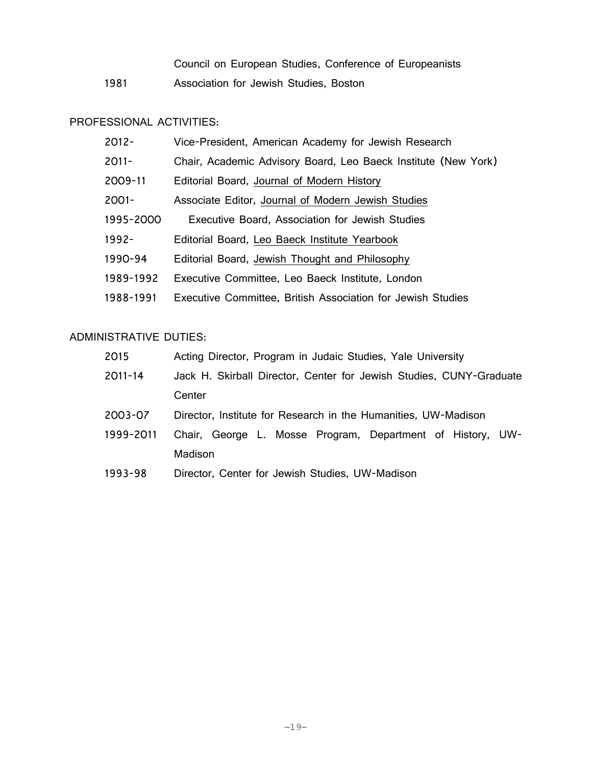Council on European Studies, Conference of Europeanists

1981 Association for Jewish Studies, Boston

PROFESSIONAL ACTIVITIES:

| | |
|---|---|
| 2012- | Vice-President, American Academy for Jewish Research |
| 2011- | Chair, Academic Advisory Board, Leo Baeck Institute (New York) |
| 2009-11 | Editorial Board, Journal of Modern History |
| 2001- | Associate Editor, Journal of Modern Jewish Studies |
| 1995-2000 | Executive Board, Association for Jewish Studies |
| 1992- | Editorial Board, Leo Baeck Institute Yearbook |
| 1990-94 | Editorial Board, Jewish Thought and Philosophy |
| 1989-1992 | Executive Committee, Leo Baeck Institute, London |
| 1988-1991 | Executive Committee, British Association for Jewish Studies |

ADMINISTRATIVE DUTIES:

| | |
|---|---|
| 2015 | Acting Director, Program in Judaic Studies, Yale University |
| 2011-14 | Jack H. Skirball Director, Center for Jewish Studies, CUNY-Graduate Center |
| 2003-07 | Director, Institute for Research in the Humanities, UW-Madison |
| 1999-2011 | Chair, George L. Mosse Program, Department of History, UW-Madison |
| 1993-98 | Director, Center for Jewish Studies, UW-Madison |